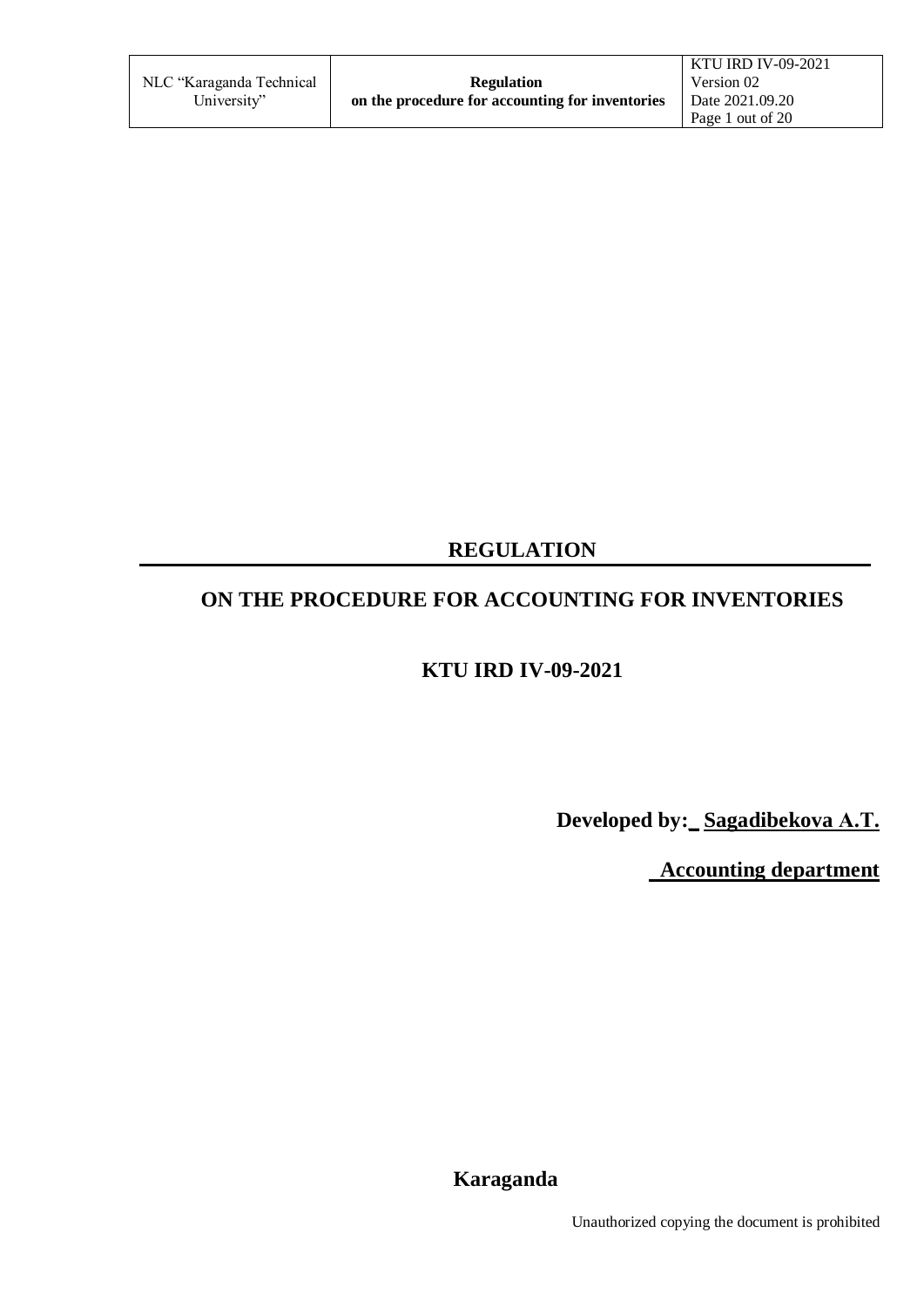# REGULATION

## ON THE PROCEDURE FOR ACCOUNTING FOR INVENTORIES

## KTU IRD IV-09-2021

**Developed by: Sagadibekova A.T.**

**Accounting department**

**Karaganda**

Unauthorized copying the document is prohibited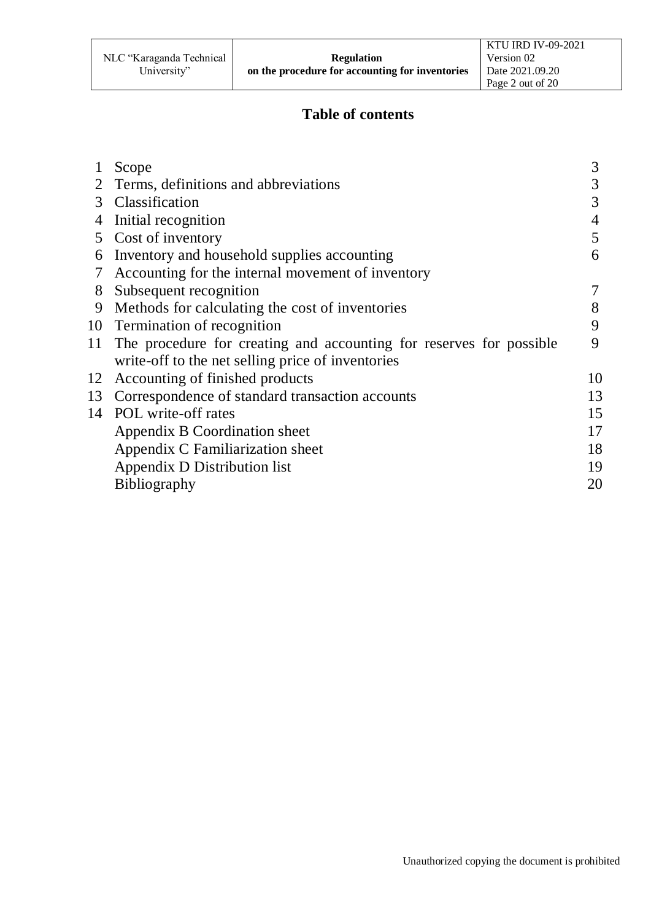# Table of contents

| | | |
|---|---|---|
| 1 | Scope | 3 |
| 2 | Terms, definitions and abbreviations | 3 |
| 3 | Classification | 3 |
| 4 | Initial recognition | 4 |
| 5 | Cost of inventory | 5 |
| 6 | Inventory and household supplies accounting | 6 |
| 7 | Accounting for the internal movement of inventory | |
| 8 | Subsequent recognition | 7 |
| 9 | Methods for calculating the cost of inventories | 8 |
| 10 | Termination of recognition | 9 |
| 11 | The procedure for creating and accounting for reserves for possible write-off to the net selling price of inventories | 9 |
| 12 | Accounting of finished products | 10 |
| 13 | Correspondence of standard transaction accounts | 13 |
| 14 | POL write-off rates | 15 |
| | Appendix B Coordination sheet | 17 |
| | Appendix C Familiarization sheet | 18 |
| | Appendix D Distribution list | 19 |
| | Bibliography | 20 |

Unauthorized copying the document is prohibited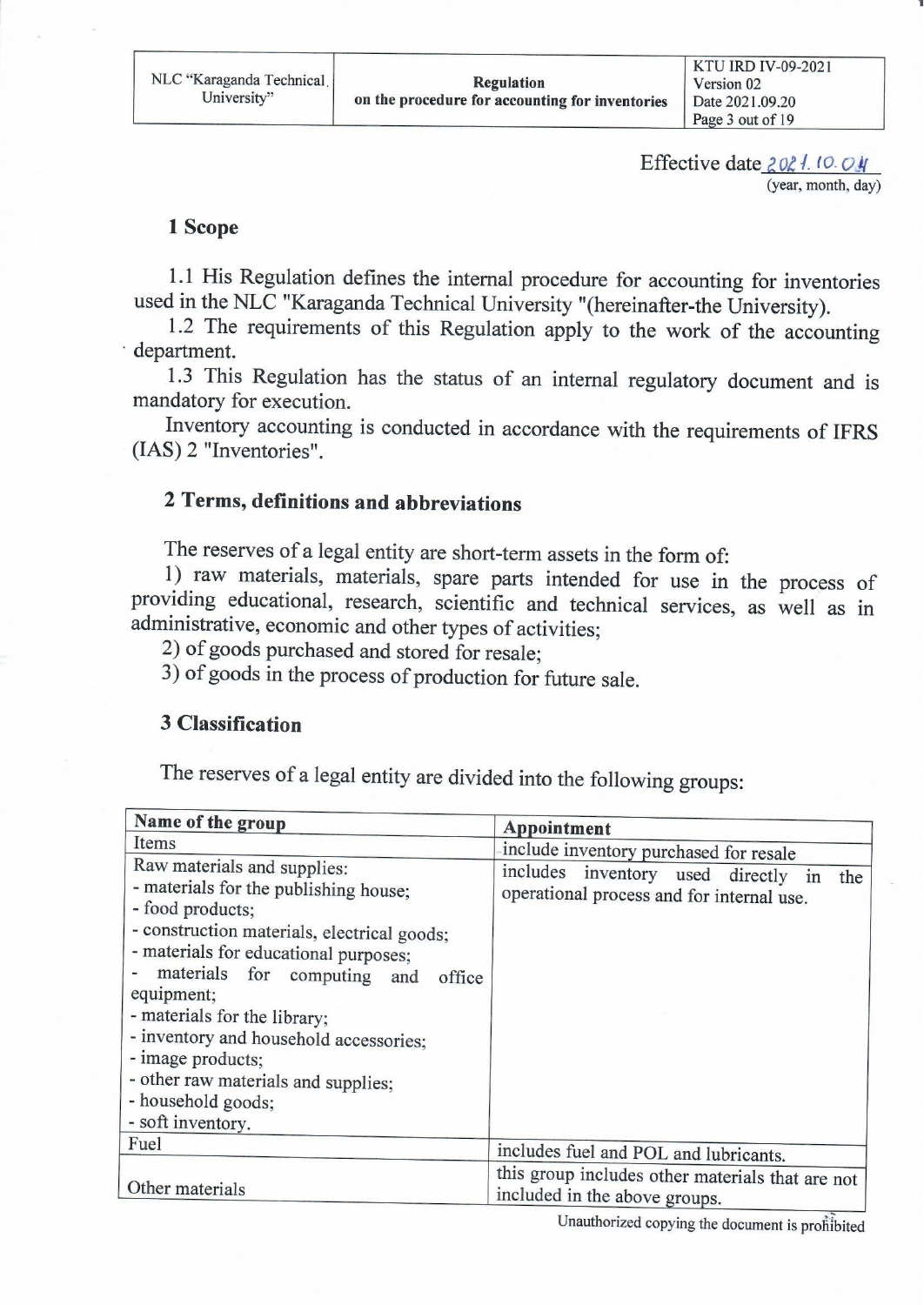Effective date 2021.10.04
(year, month, day)

## 1 Scope

1.1 His Regulation defines the internal procedure for accounting for inventories used in the NLC "Karaganda Technical University "(hereinafter-the University).

1.2 The requirements of this Regulation apply to the work of the accounting department.

1.3 This Regulation has the status of an internal regulatory document and is mandatory for execution.

Inventory accounting is conducted in accordance with the requirements of IFRS (IAS) 2 "Inventories".

## 2 Terms, definitions and abbreviations

The reserves of a legal entity are short-term assets in the form of:

1) raw materials, materials, spare parts intended for use in the process of providing educational, research, scientific and technical services, as well as in administrative, economic and other types of activities;
2) of goods purchased and stored for resale;
3) of goods in the process of production for future sale.

## 3 Classification

The reserves of a legal entity are divided into the following groups:

| Name of the group | Appointment |
|---|---|
| Items | include inventory purchased for resale |
| Raw materials and supplies:<br>- materials for the publishing house;<br>- food products;<br>- construction materials, electrical goods;<br>- materials for educational purposes;<br>- materials for computing and office equipment;<br>- materials for the library;<br>- inventory and household accessories;<br>- image products;<br>- other raw materials and supplies;<br>- household goods;<br>- soft inventory. | includes inventory used directly in the operational process and for internal use. |
| Fuel | includes fuel and POL and lubricants. |
| Other materials | this group includes other materials that are not included in the above groups. |

Unauthorized copying the document is prohibited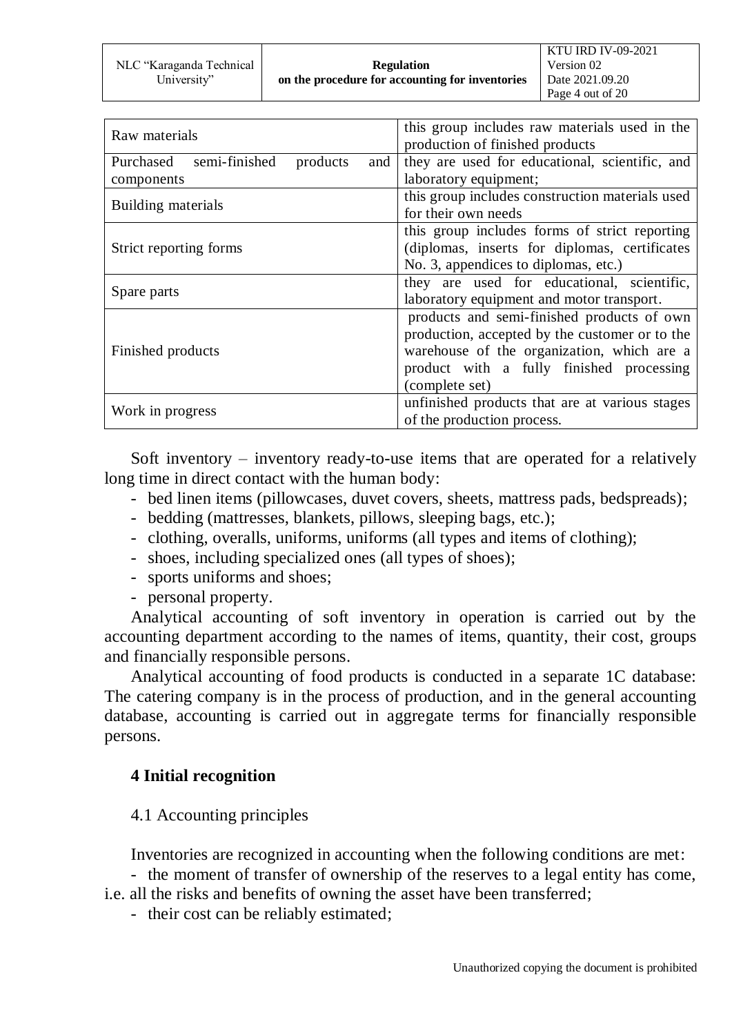| | |
|---|---|
| Raw materials | this group includes raw materials used in the production of finished products |
| Purchased semi-finished products and components | they are used for educational, scientific, and laboratory equipment; |
| Building materials | this group includes construction materials used for their own needs |
| Strict reporting forms | this group includes forms of strict reporting (diplomas, inserts for diplomas, certificates No. 3, appendices to diplomas, etc.) |
| Spare parts | they are used for educational, scientific, laboratory equipment and motor transport. |
| Finished products | products and semi-finished products of own production, accepted by the customer or to the warehouse of the organization, which are a product with a fully finished processing (complete set) |
| Work in progress | unfinished products that are at various stages of the production process. |

Soft inventory – inventory ready-to-use items that are operated for a relatively long time in direct contact with the human body:

- bed linen items (pillowcases, duvet covers, sheets, mattress pads, bedspreads);
- bedding (mattresses, blankets, pillows, sleeping bags, etc.);
- clothing, overalls, uniforms, uniforms (all types and items of clothing);
- shoes, including specialized ones (all types of shoes);
- sports uniforms and shoes;
- personal property.

Analytical accounting of soft inventory in operation is carried out by the accounting department according to the names of items, quantity, their cost, groups and financially responsible persons.

Analytical accounting of food products is conducted in a separate 1C database: The catering company is in the process of production, and in the general accounting database, accounting is carried out in aggregate terms for financially responsible persons.

## 4 Initial recognition

4.1 Accounting principles

Inventories are recognized in accounting when the following conditions are met:

- the moment of transfer of ownership of the reserves to a legal entity has come, i.e. all the risks and benefits of owning the asset have been transferred;
- their cost can be reliably estimated;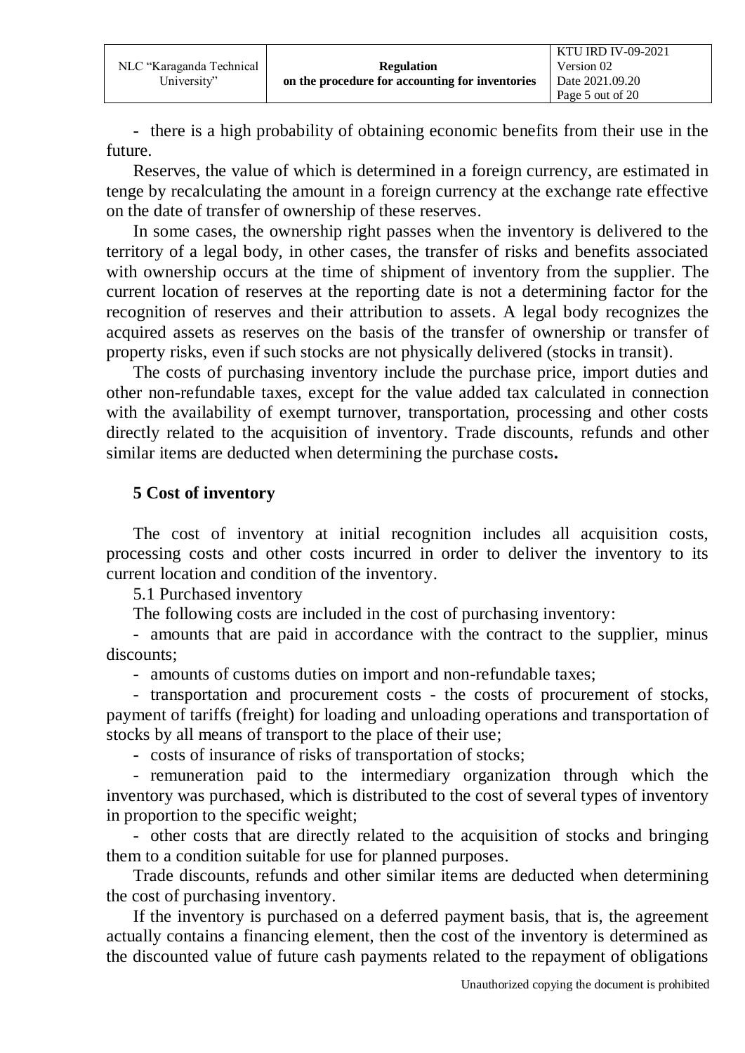- there is a high probability of obtaining economic benefits from their use in the future.

Reserves, the value of which is determined in a foreign currency, are estimated in tenge by recalculating the amount in a foreign currency at the exchange rate effective on the date of transfer of ownership of these reserves.

In some cases, the ownership right passes when the inventory is delivered to the territory of a legal body, in other cases, the transfer of risks and benefits associated with ownership occurs at the time of shipment of inventory from the supplier. The current location of reserves at the reporting date is not a determining factor for the recognition of reserves and their attribution to assets. A legal body recognizes the acquired assets as reserves on the basis of the transfer of ownership or transfer of property risks, even if such stocks are not physically delivered (stocks in transit).

The costs of purchasing inventory include the purchase price, import duties and other non-refundable taxes, except for the value added tax calculated in connection with the availability of exempt turnover, transportation, processing and other costs directly related to the acquisition of inventory. Trade discounts, refunds and other similar items are deducted when determining the purchase costs**.**

## 5 Cost of inventory

The cost of inventory at initial recognition includes all acquisition costs, processing costs and other costs incurred in order to deliver the inventory to its current location and condition of the inventory.

5.1 Purchased inventory

The following costs are included in the cost of purchasing inventory:

- amounts that are paid in accordance with the contract to the supplier, minus discounts;
- amounts of customs duties on import and non-refundable taxes;
- transportation and procurement costs - the costs of procurement of stocks, payment of tariffs (freight) for loading and unloading operations and transportation of stocks by all means of transport to the place of their use;
- costs of insurance of risks of transportation of stocks;
- remuneration paid to the intermediary organization through which the inventory was purchased, which is distributed to the cost of several types of inventory in proportion to the specific weight;
- other costs that are directly related to the acquisition of stocks and bringing them to a condition suitable for use for planned purposes.

Trade discounts, refunds and other similar items are deducted when determining the cost of purchasing inventory.

If the inventory is purchased on a deferred payment basis, that is, the agreement actually contains a financing element, then the cost of the inventory is determined as the discounted value of future cash payments related to the repayment of obligations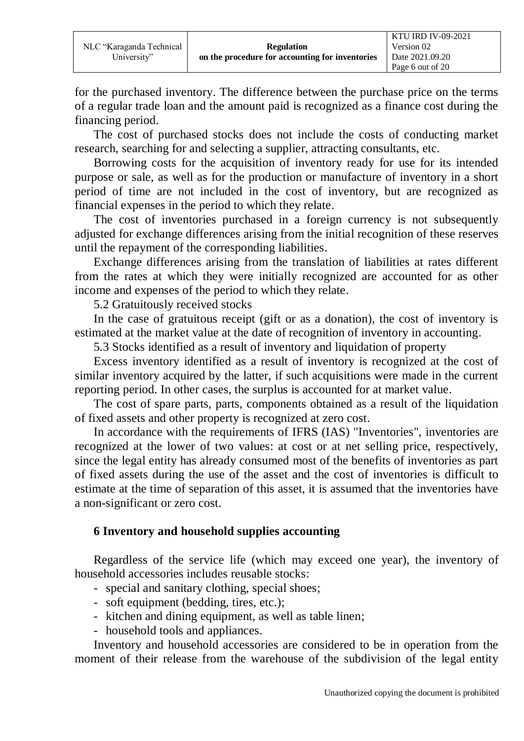for the purchased inventory. The difference between the purchase price on the terms of a regular trade loan and the amount paid is recognized as a finance cost during the financing period.

The cost of purchased stocks does not include the costs of conducting market research, searching for and selecting a supplier, attracting consultants, etc.

Borrowing costs for the acquisition of inventory ready for use for its intended purpose or sale, as well as for the production or manufacture of inventory in a short period of time are not included in the cost of inventory, but are recognized as financial expenses in the period to which they relate.

The cost of inventories purchased in a foreign currency is not subsequently adjusted for exchange differences arising from the initial recognition of these reserves until the repayment of the corresponding liabilities.

Exchange differences arising from the translation of liabilities at rates different from the rates at which they were initially recognized are accounted for as other income and expenses of the period to which they relate.

5.2 Gratuitously received stocks

In the case of gratuitous receipt (gift or as a donation), the cost of inventory is estimated at the market value at the date of recognition of inventory in accounting.

5.3 Stocks identified as a result of inventory and liquidation of property

Excess inventory identified as a result of inventory is recognized at the cost of similar inventory acquired by the latter, if such acquisitions were made in the current reporting period. In other cases, the surplus is accounted for at market value.

The cost of spare parts, parts, components obtained as a result of the liquidation of fixed assets and other property is recognized at zero cost.

In accordance with the requirements of IFRS (IAS) "Inventories", inventories are recognized at the lower of two values: at cost or at net selling price, respectively, since the legal entity has already consumed most of the benefits of inventories as part of fixed assets during the use of the asset and the cost of inventories is difficult to estimate at the time of separation of this asset, it is assumed that the inventories have a non-significant or zero cost.

## 6 Inventory and household supplies accounting

Regardless of the service life (which may exceed one year), the inventory of household accessories includes reusable stocks:

- special and sanitary clothing, special shoes;
- soft equipment (bedding, tires, etc.);
- kitchen and dining equipment, as well as table linen;
- household tools and appliances.

Inventory and household accessories are considered to be in operation from the moment of their release from the warehouse of the subdivision of the legal entity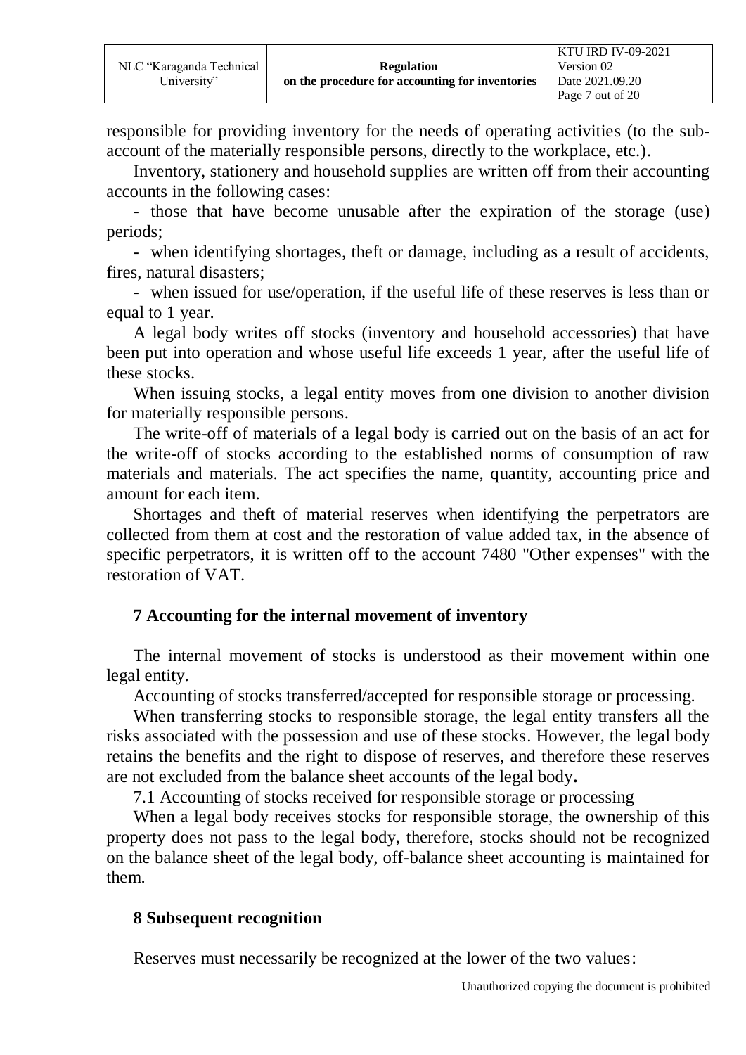responsible for providing inventory for the needs of operating activities (to the sub-account of the materially responsible persons, directly to the workplace, etc.).

Inventory, stationery and household supplies are written off from their accounting accounts in the following cases:

- those that have become unusable after the expiration of the storage (use) periods;
- when identifying shortages, theft or damage, including as a result of accidents, fires, natural disasters;
- when issued for use/operation, if the useful life of these reserves is less than or equal to 1 year.

A legal body writes off stocks (inventory and household accessories) that have been put into operation and whose useful life exceeds 1 year, after the useful life of these stocks.

When issuing stocks, a legal entity moves from one division to another division for materially responsible persons.

The write-off of materials of a legal body is carried out on the basis of an act for the write-off of stocks according to the established norms of consumption of raw materials and materials. The act specifies the name, quantity, accounting price and amount for each item.

Shortages and theft of material reserves when identifying the perpetrators are collected from them at cost and the restoration of value added tax, in the absence of specific perpetrators, it is written off to the account 7480 "Other expenses" with the restoration of VAT.

## 7 Accounting for the internal movement of inventory

The internal movement of stocks is understood as their movement within one legal entity.

Accounting of stocks transferred/accepted for responsible storage or processing.

When transferring stocks to responsible storage, the legal entity transfers all the risks associated with the possession and use of these stocks. However, the legal body retains the benefits and the right to dispose of reserves, and therefore these reserves are not excluded from the balance sheet accounts of the legal body**.**

7.1 Accounting of stocks received for responsible storage or processing

When a legal body receives stocks for responsible storage, the ownership of this property does not pass to the legal body, therefore, stocks should not be recognized on the balance sheet of the legal body, off-balance sheet accounting is maintained for them.

## 8 Subsequent recognition

Reserves must necessarily be recognized at the lower of the two values: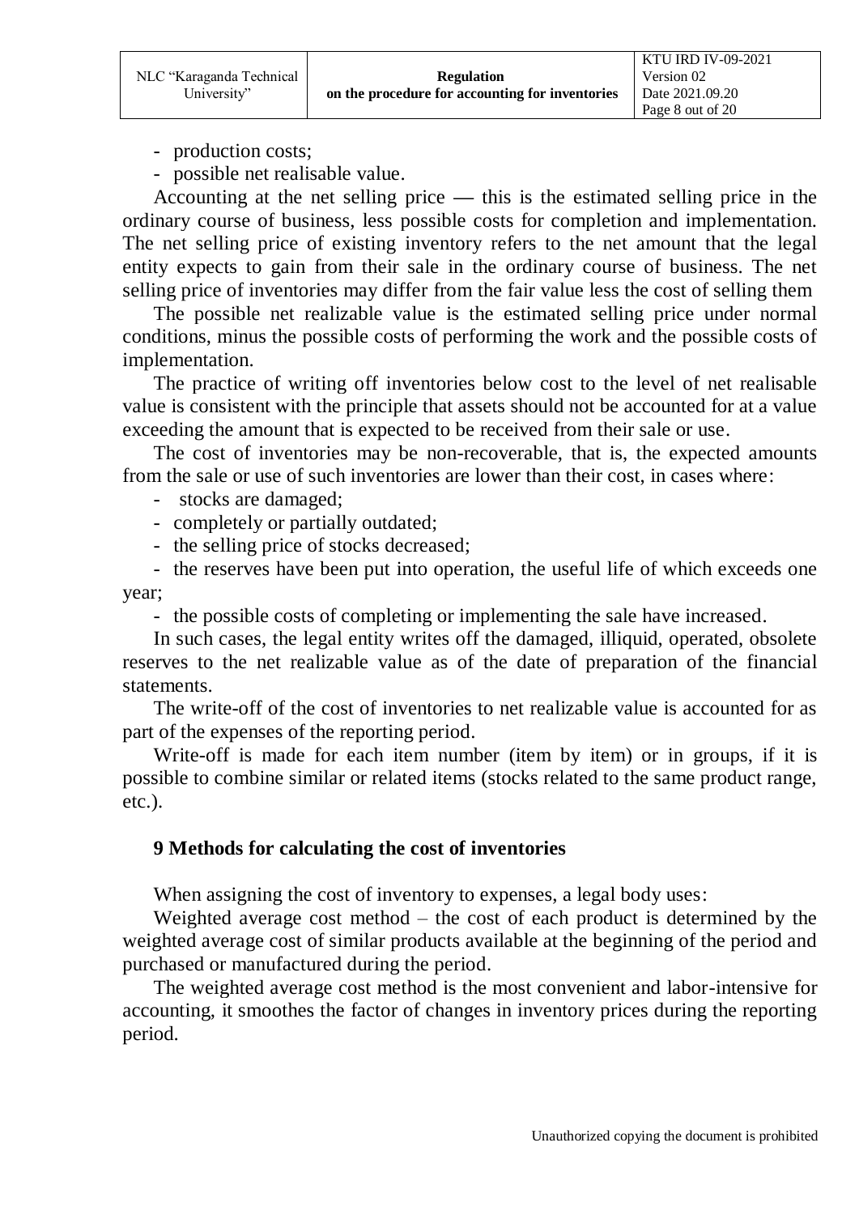- production costs;
- possible net realisable value.

Accounting at the net selling price — this is the estimated selling price in the ordinary course of business, less possible costs for completion and implementation. The net selling price of existing inventory refers to the net amount that the legal entity expects to gain from their sale in the ordinary course of business. The net selling price of inventories may differ from the fair value less the cost of selling them

The possible net realizable value is the estimated selling price under normal conditions, minus the possible costs of performing the work and the possible costs of implementation.

The practice of writing off inventories below cost to the level of net realisable value is consistent with the principle that assets should not be accounted for at a value exceeding the amount that is expected to be received from their sale or use.

The cost of inventories may be non-recoverable, that is, the expected amounts from the sale or use of such inventories are lower than their cost, in cases where:

- stocks are damaged;
- completely or partially outdated;
- the selling price of stocks decreased;
- the reserves have been put into operation, the useful life of which exceeds one year;
- the possible costs of completing or implementing the sale have increased.

In such cases, the legal entity writes off the damaged, illiquid, operated, obsolete reserves to the net realizable value as of the date of preparation of the financial statements.

The write-off of the cost of inventories to net realizable value is accounted for as part of the expenses of the reporting period.

Write-off is made for each item number (item by item) or in groups, if it is possible to combine similar or related items (stocks related to the same product range, etc.).

## 9 Methods for calculating the cost of inventories

When assigning the cost of inventory to expenses, a legal body uses:

Weighted average cost method – the cost of each product is determined by the weighted average cost of similar products available at the beginning of the period and purchased or manufactured during the period.

The weighted average cost method is the most convenient and labor-intensive for accounting, it smoothes the factor of changes in inventory prices during the reporting period.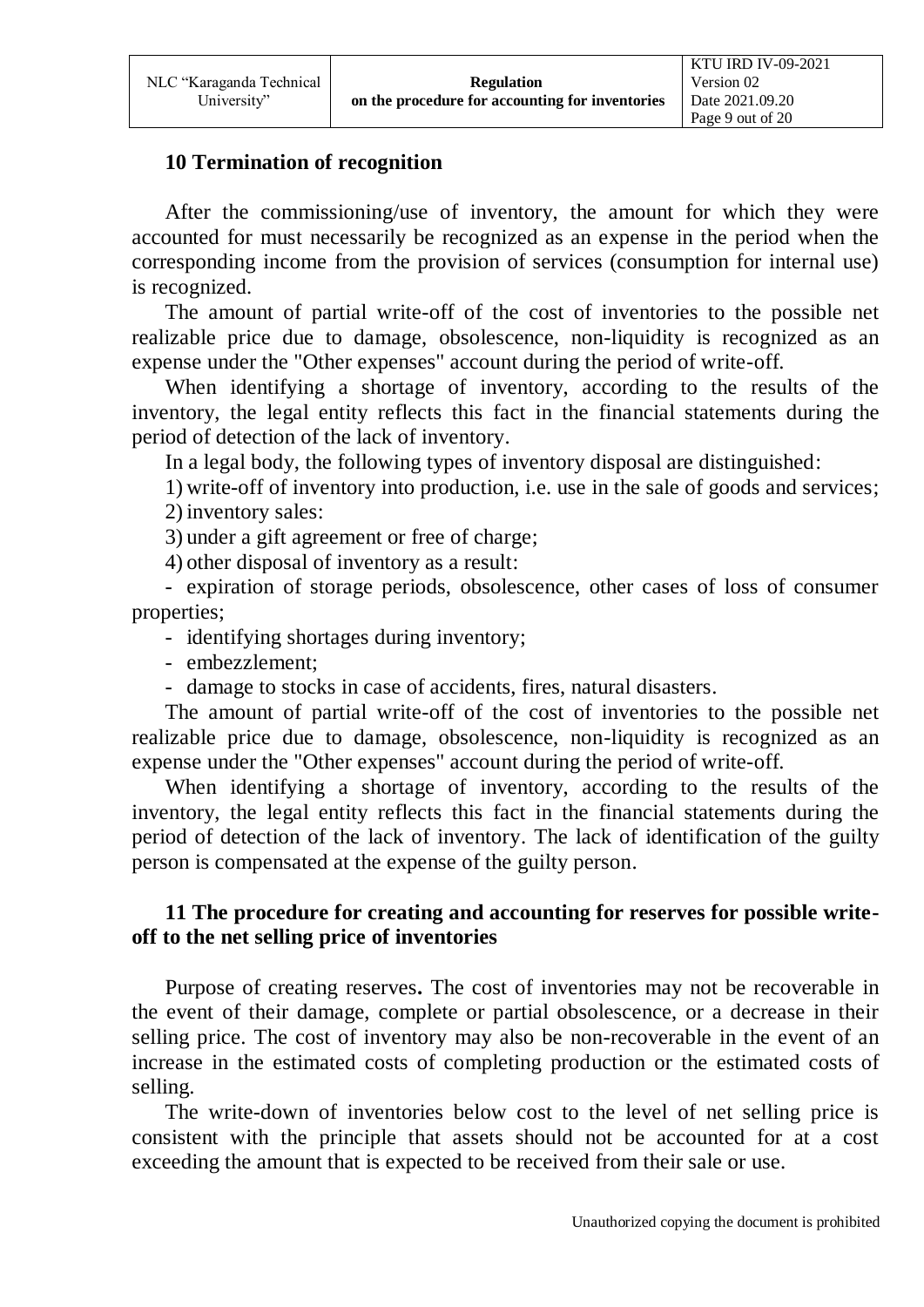## 10 Termination of recognition

After the commissioning/use of inventory, the amount for which they were accounted for must necessarily be recognized as an expense in the period when the corresponding income from the provision of services (consumption for internal use) is recognized.

The amount of partial write-off of the cost of inventories to the possible net realizable price due to damage, obsolescence, non-liquidity is recognized as an expense under the "Other expenses" account during the period of write-off.

When identifying a shortage of inventory, according to the results of the inventory, the legal entity reflects this fact in the financial statements during the period of detection of the lack of inventory.

In a legal body, the following types of inventory disposal are distinguished:

1) write-off of inventory into production, i.e. use in the sale of goods and services;
2) inventory sales:
3) under a gift agreement or free of charge;
4) other disposal of inventory as a result:

- expiration of storage periods, obsolescence, other cases of loss of consumer properties;
- identifying shortages during inventory;
- embezzlement;
- damage to stocks in case of accidents, fires, natural disasters.

The amount of partial write-off of the cost of inventories to the possible net realizable price due to damage, obsolescence, non-liquidity is recognized as an expense under the "Other expenses" account during the period of write-off.

When identifying a shortage of inventory, according to the results of the inventory, the legal entity reflects this fact in the financial statements during the period of detection of the lack of inventory. The lack of identification of the guilty person is compensated at the expense of the guilty person.

## 11 The procedure for creating and accounting for reserves for possible write-off to the net selling price of inventories

Purpose of creating reserves**.** The cost of inventories may not be recoverable in the event of their damage, complete or partial obsolescence, or a decrease in their selling price. The cost of inventory may also be non-recoverable in the event of an increase in the estimated costs of completing production or the estimated costs of selling.

The write-down of inventories below cost to the level of net selling price is consistent with the principle that assets should not be accounted for at a cost exceeding the amount that is expected to be received from their sale or use.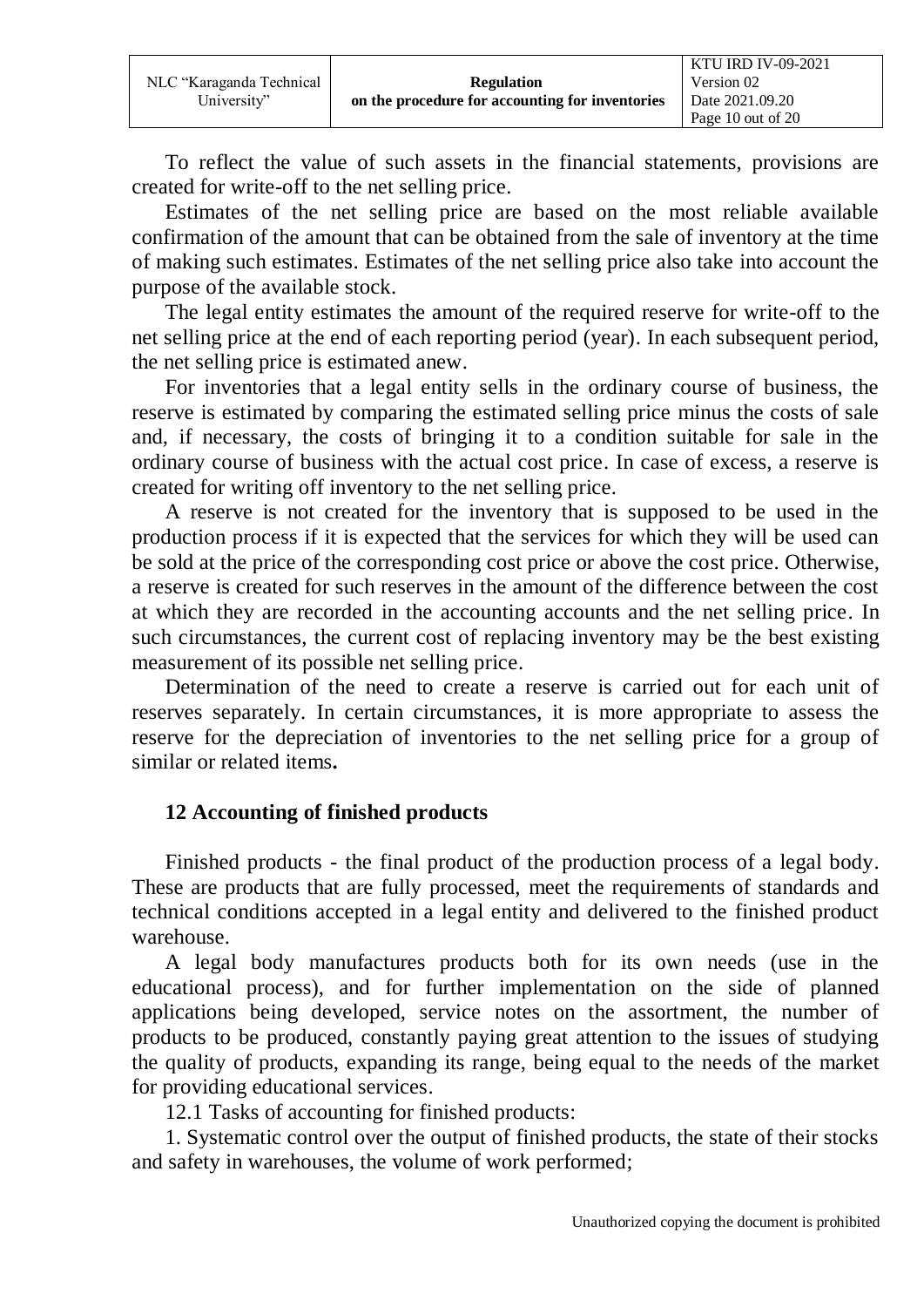To reflect the value of such assets in the financial statements, provisions are created for write-off to the net selling price.

Estimates of the net selling price are based on the most reliable available confirmation of the amount that can be obtained from the sale of inventory at the time of making such estimates. Estimates of the net selling price also take into account the purpose of the available stock.

The legal entity estimates the amount of the required reserve for write-off to the net selling price at the end of each reporting period (year). In each subsequent period, the net selling price is estimated anew.

For inventories that a legal entity sells in the ordinary course of business, the reserve is estimated by comparing the estimated selling price minus the costs of sale and, if necessary, the costs of bringing it to a condition suitable for sale in the ordinary course of business with the actual cost price. In case of excess, a reserve is created for writing off inventory to the net selling price.

A reserve is not created for the inventory that is supposed to be used in the production process if it is expected that the services for which they will be used can be sold at the price of the corresponding cost price or above the cost price. Otherwise, a reserve is created for such reserves in the amount of the difference between the cost at which they are recorded in the accounting accounts and the net selling price. In such circumstances, the current cost of replacing inventory may be the best existing measurement of its possible net selling price.

Determination of the need to create a reserve is carried out for each unit of reserves separately. In certain circumstances, it is more appropriate to assess the reserve for the depreciation of inventories to the net selling price for a group of similar or related items**.**

## 12 Accounting of finished products

Finished products - the final product of the production process of a legal body. These are products that are fully processed, meet the requirements of standards and technical conditions accepted in a legal entity and delivered to the finished product warehouse.

A legal body manufactures products both for its own needs (use in the educational process), and for further implementation on the side of planned applications being developed, service notes on the assortment, the number of products to be produced, constantly paying great attention to the issues of studying the quality of products, expanding its range, being equal to the needs of the market for providing educational services.

12.1 Tasks of accounting for finished products:

1. Systematic control over the output of finished products, the state of their stocks and safety in warehouses, the volume of work performed;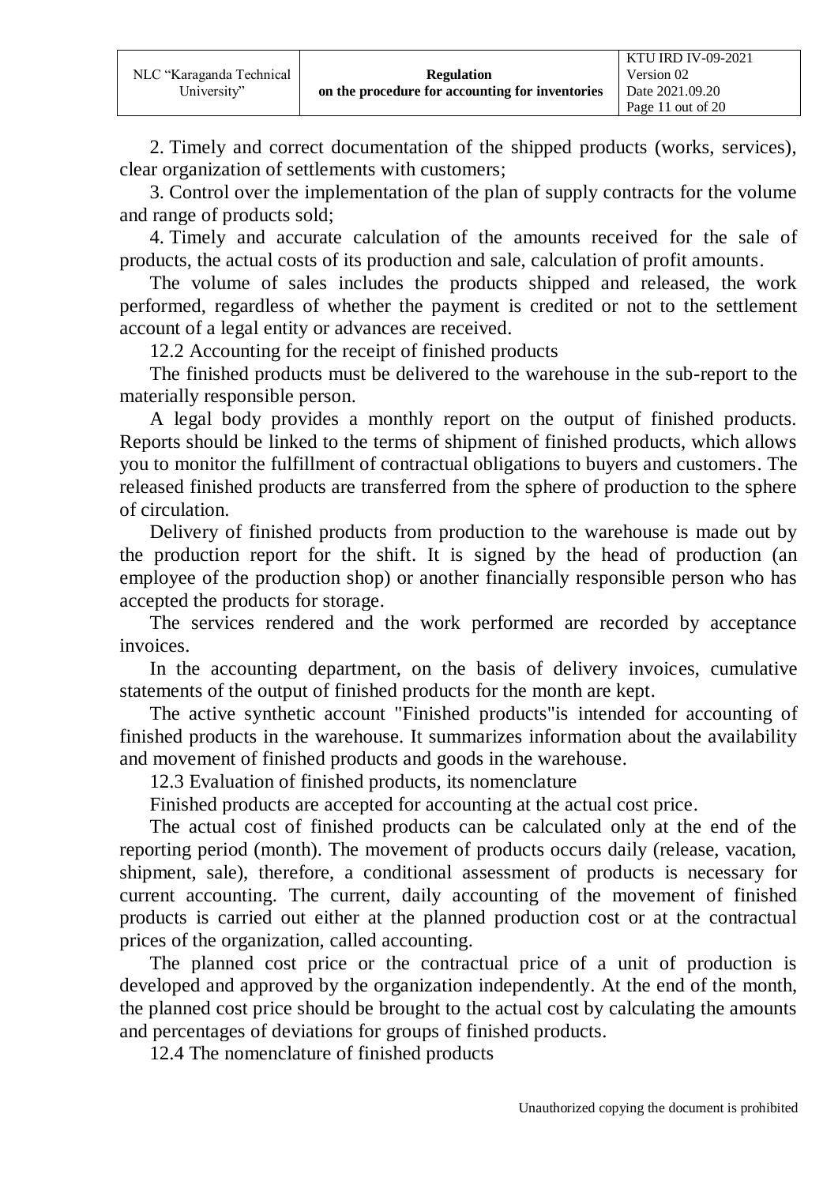2. Timely and correct documentation of the shipped products (works, services), clear organization of settlements with customers;

3. Control over the implementation of the plan of supply contracts for the volume and range of products sold;

4. Timely and accurate calculation of the amounts received for the sale of products, the actual costs of its production and sale, calculation of profit amounts.

The volume of sales includes the products shipped and released, the work performed, regardless of whether the payment is credited or not to the settlement account of a legal entity or advances are received.

12.2 Accounting for the receipt of finished products

The finished products must be delivered to the warehouse in the sub-report to the materially responsible person.

A legal body provides a monthly report on the output of finished products. Reports should be linked to the terms of shipment of finished products, which allows you to monitor the fulfillment of contractual obligations to buyers and customers. The released finished products are transferred from the sphere of production to the sphere of circulation.

Delivery of finished products from production to the warehouse is made out by the production report for the shift. It is signed by the head of production (an employee of the production shop) or another financially responsible person who has accepted the products for storage.

The services rendered and the work performed are recorded by acceptance invoices.

In the accounting department, on the basis of delivery invoices, cumulative statements of the output of finished products for the month are kept.

The active synthetic account "Finished products"is intended for accounting of finished products in the warehouse. It summarizes information about the availability and movement of finished products and goods in the warehouse.

12.3 Evaluation of finished products, its nomenclature

Finished products are accepted for accounting at the actual cost price.

The actual cost of finished products can be calculated only at the end of the reporting period (month). The movement of products occurs daily (release, vacation, shipment, sale), therefore, a conditional assessment of products is necessary for current accounting. The current, daily accounting of the movement of finished products is carried out either at the planned production cost or at the contractual prices of the organization, called accounting.

The planned cost price or the contractual price of a unit of production is developed and approved by the organization independently. At the end of the month, the planned cost price should be brought to the actual cost by calculating the amounts and percentages of deviations for groups of finished products.

12.4 The nomenclature of finished products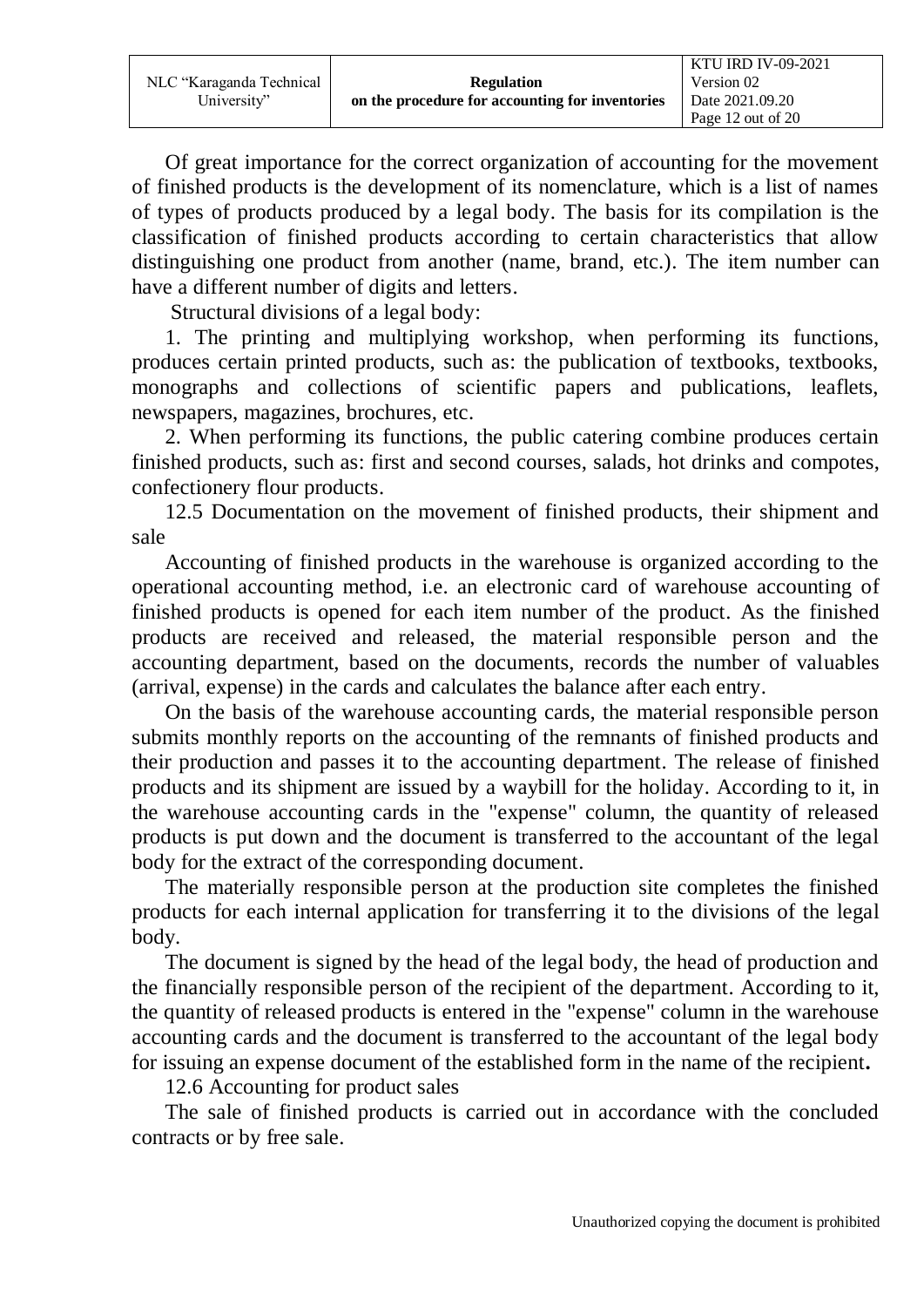Of great importance for the correct organization of accounting for the movement of finished products is the development of its nomenclature, which is a list of names of types of products produced by a legal body. The basis for its compilation is the classification of finished products according to certain characteristics that allow distinguishing one product from another (name, brand, etc.). The item number can have a different number of digits and letters.

Structural divisions of a legal body:

1. The printing and multiplying workshop, when performing its functions, produces certain printed products, such as: the publication of textbooks, textbooks, monographs and collections of scientific papers and publications, leaflets, newspapers, magazines, brochures, etc.

2. When performing its functions, the public catering combine produces certain finished products, such as: first and second courses, salads, hot drinks and compotes, confectionery flour products.

12.5 Documentation on the movement of finished products, their shipment and sale

Accounting of finished products in the warehouse is organized according to the operational accounting method, i.e. an electronic card of warehouse accounting of finished products is opened for each item number of the product. As the finished products are received and released, the material responsible person and the accounting department, based on the documents, records the number of valuables (arrival, expense) in the cards and calculates the balance after each entry.

On the basis of the warehouse accounting cards, the material responsible person submits monthly reports on the accounting of the remnants of finished products and their production and passes it to the accounting department. The release of finished products and its shipment are issued by a waybill for the holiday. According to it, in the warehouse accounting cards in the "expense" column, the quantity of released products is put down and the document is transferred to the accountant of the legal body for the extract of the corresponding document.

The materially responsible person at the production site completes the finished products for each internal application for transferring it to the divisions of the legal body.

The document is signed by the head of the legal body, the head of production and the financially responsible person of the recipient of the department. According to it, the quantity of released products is entered in the "expense" column in the warehouse accounting cards and the document is transferred to the accountant of the legal body for issuing an expense document of the established form in the name of the recipient**.**

12.6 Accounting for product sales

The sale of finished products is carried out in accordance with the concluded contracts or by free sale.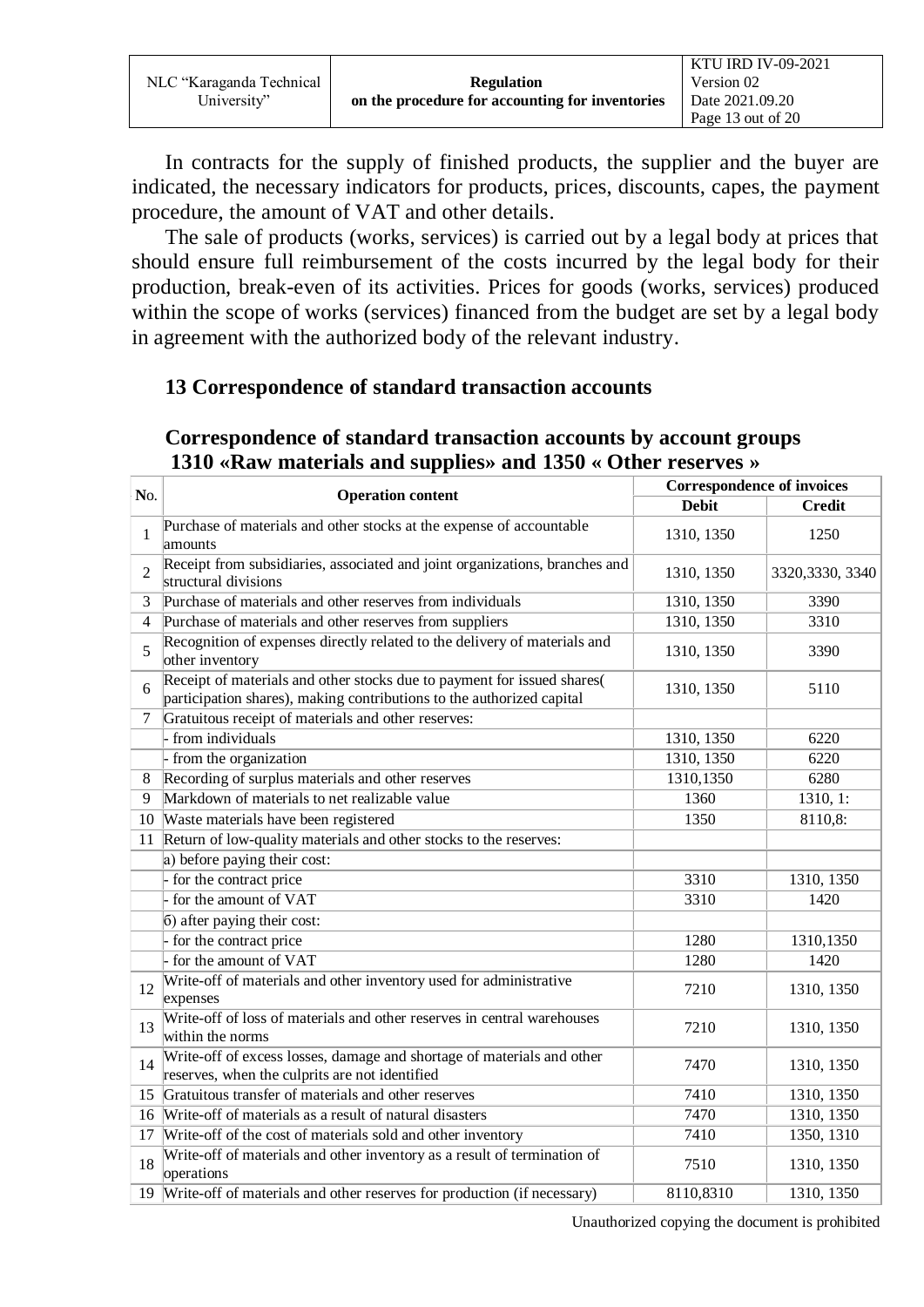In contracts for the supply of finished products, the supplier and the buyer are indicated, the necessary indicators for products, prices, discounts, capes, the payment procedure, the amount of VAT and other details.

The sale of products (works, services) is carried out by a legal body at prices that should ensure full reimbursement of the costs incurred by the legal body for their production, break-even of its activities. Prices for goods (works, services) produced within the scope of works (services) financed from the budget are set by a legal body in agreement with the authorized body of the relevant industry.

## 13 Correspondence of standard transaction accounts

### Correspondence of standard transaction accounts by account groups 1310 «Raw materials and supplies» and 1350 « Other reserves »

| No. | Operation content | Correspondence of invoices | |
|---|---|---|---|
| | | Debit | Credit |
| 1 | Purchase of materials and other stocks at the expense of accountable amounts | 1310, 1350 | 1250 |
| 2 | Receipt from subsidiaries, associated and joint organizations, branches and structural divisions | 1310, 1350 | 3320,3330, 3340 |
| 3 | Purchase of materials and other reserves from individuals | 1310, 1350 | 3390 |
| 4 | Purchase of materials and other reserves from suppliers | 1310, 1350 | 3310 |
| 5 | Recognition of expenses directly related to the delivery of materials and other inventory | 1310, 1350 | 3390 |
| 6 | Receipt of materials and other stocks due to payment for issued shares( participation shares), making contributions to the authorized capital | 1310, 1350 | 5110 |
| 7 | Gratuitous receipt of materials and other reserves: | | |
| | - from individuals | 1310, 1350 | 6220 |
| | - from the organization | 1310, 1350 | 6220 |
| 8 | Recording of surplus materials and other reserves | 1310,1350 | 6280 |
| 9 | Markdown of materials to net realizable value | 1360 | 1310, 1: |
| 10 | Waste materials have been registered | 1350 | 8110,8: |
| 11 | Return of low-quality materials and other stocks to the reserves: | | |
| | a) before paying their cost: | | |
| | - for the contract price | 3310 | 1310, 1350 |
| | - for the amount of VAT | 3310 | 1420 |
| | б) after paying their cost: | | |
| | - for the contract price | 1280 | 1310,1350 |
| | - for the amount of VAT | 1280 | 1420 |
| 12 | Write-off of materials and other inventory used for administrative expenses | 7210 | 1310, 1350 |
| 13 | Write-off of loss of materials and other reserves in central warehouses within the norms | 7210 | 1310, 1350 |
| 14 | Write-off of excess losses, damage and shortage of materials and other reserves, when the culprits are not identified | 7470 | 1310, 1350 |
| 15 | Gratuitous transfer of materials and other reserves | 7410 | 1310, 1350 |
| 16 | Write-off of materials as a result of natural disasters | 7470 | 1310, 1350 |
| 17 | Write-off of the cost of materials sold and other inventory | 7410 | 1350, 1310 |
| 18 | Write-off of materials and other inventory as a result of termination of operations | 7510 | 1310, 1350 |
| 19 | Write-off of materials and other reserves for production (if necessary) | 8110,8310 | 1310, 1350 |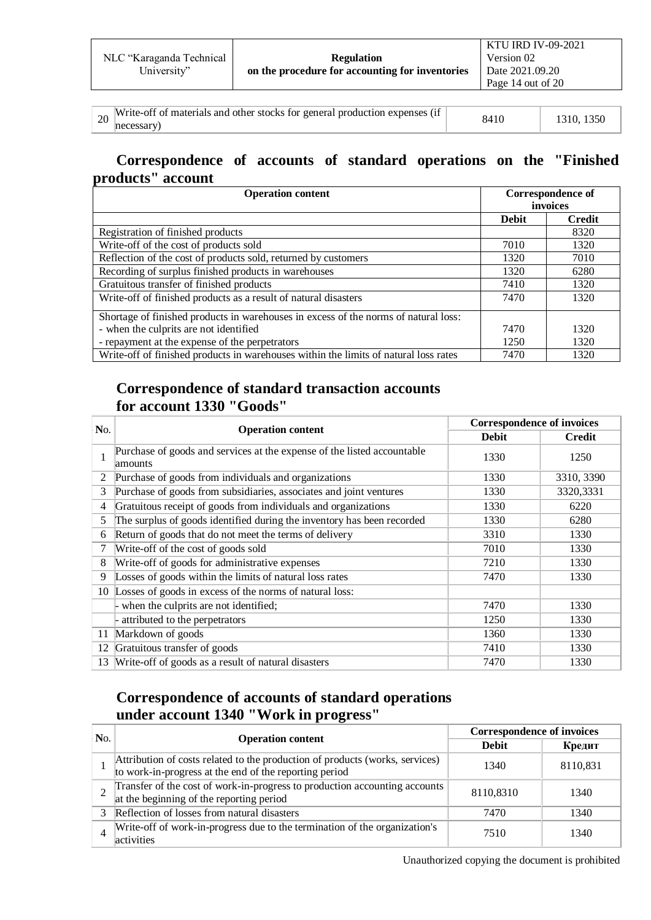| 20 | Write-off of materials and other stocks for general production expenses (if necessary) | 8410 | 1310, 1350 |
|---|---|---|---|

## Correspondence of accounts of standard operations on the "Finished products" account

| Operation content | Correspondence of invoices | |
|---|---|---|
| | **Debit** | **Credit** |
| Registration of finished products | | 8320 |
| Write-off of the cost of products sold | 7010 | 1320 |
| Reflection of the cost of products sold, returned by customers | 1320 | 7010 |
| Recording of surplus finished products in warehouses | 1320 | 6280 |
| Gratuitous transfer of finished products | 7410 | 1320 |
| Write-off of finished products as a result of natural disasters | 7470 | 1320 |
| Shortage of finished products in warehouses in excess of the norms of natural loss: | | |
| - when the culprits are not identified | 7470 | 1320 |
| - repayment at the expense of the perpetrators | 1250 | 1320 |
| Write-off of finished products in warehouses within the limits of natural loss rates | 7470 | 1320 |

## Correspondence of standard transaction accounts for account 1330 "Goods"

| No. | Operation content | Correspondence of invoices | |
|---|---|---|---|
| | | **Debit** | **Credit** |
| 1 | Purchase of goods and services at the expense of the listed accountable amounts | 1330 | 1250 |
| 2 | Purchase of goods from individuals and organizations | 1330 | 3310, 3390 |
| 3 | Purchase of goods from subsidiaries, associates and joint ventures | 1330 | 3320,3331 |
| 4 | Gratuitous receipt of goods from individuals and organizations | 1330 | 6220 |
| 5 | The surplus of goods identified during the inventory has been recorded | 1330 | 6280 |
| 6 | Return of goods that do not meet the terms of delivery | 3310 | 1330 |
| 7 | Write-off of the cost of goods sold | 7010 | 1330 |
| 8 | Write-off of goods for administrative expenses | 7210 | 1330 |
| 9 | Losses of goods within the limits of natural loss rates | 7470 | 1330 |
| 10 | Losses of goods in excess of the norms of natural loss: | | |
| | - when the culprits are not identified; | 7470 | 1330 |
| | - attributed to the perpetrators | 1250 | 1330 |
| 11 | Markdown of goods | 1360 | 1330 |
| 12 | Gratuitous transfer of goods | 7410 | 1330 |
| 13 | Write-off of goods as a result of natural disasters | 7470 | 1330 |

## Correspondence of accounts of standard operations under account 1340 "Work in progress"

| No. | Operation content | Correspondence of invoices | |
|---|---|---|---|
| | | **Debit** | **Кредит** |
| 1 | Attribution of costs related to the production of products (works, services) to work-in-progress at the end of the reporting period | 1340 | 8110,831 |
| 2 | Transfer of the cost of work-in-progress to production accounting accounts at the beginning of the reporting period | 8110,8310 | 1340 |
| 3 | Reflection of losses from natural disasters | 7470 | 1340 |
| 4 | Write-off of work-in-progress due to the termination of the organization's activities | 7510 | 1340 |

Unauthorized copying the document is prohibited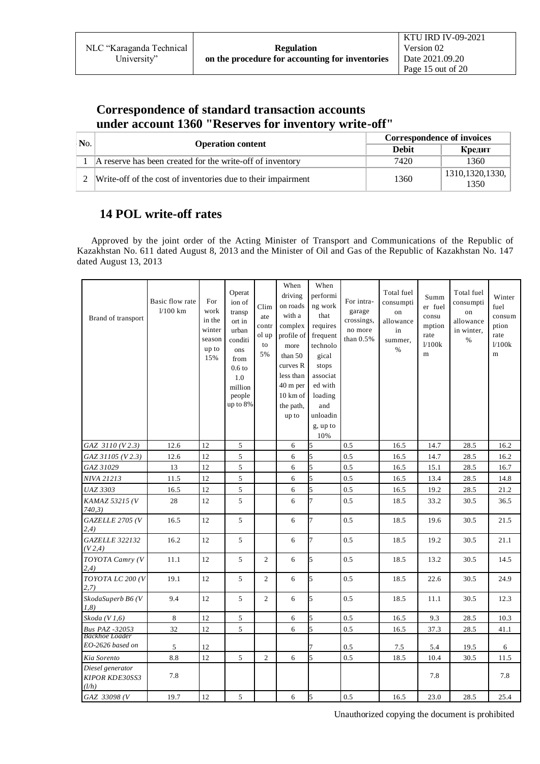## Correspondence of standard transaction accounts under account 1360 "Reserves for inventory write-off"

| No. | Operation content | Correspondence of invoices | |
|---|---|---|---|
| | | Debit | Кредит |
| 1 | A reserve has been created for the write-off of inventory | 7420 | 1360 |
| 2 | Write-off of the cost of inventories due to their impairment | 1360 | 1310,1320,1330, 1350 |

## 14 POL write-off rates

Approved by the joint order of the Acting Minister of Transport and Communications of the Republic of Kazakhstan No. 611 dated August 8, 2013 and the Minister of Oil and Gas of the Republic of Kazakhstan No. 147 dated August 13, 2013

| Brand of transport | Basic flow rate l/100 km | For work in the winter season up to 15% | Operation of transport in urban conditions from 0.6 to 1.0 million people up to 8% | Climate control up to 5% | When driving on roads with a complex profile of more than 50 curves R less than 40 m per 10 km of the path, up to | When performing work that requires frequent technological stops associated with loading and unloading, up to 10% | For intra-garage crossings, no more than 0.5% | Total fuel consumption allowance in summer, % | Summer fuel consumption rate l/100km | Total fuel consumption allowance in winter, % | Winter fuel consumption rate l/100km |
|---|---|---|---|---|---|---|---|---|---|---|---|
| *GAZ 3110 (V 2.3)* | 12.6 | 12 | 5 | | 6 | 5 | 0.5 | 16.5 | 14.7 | 28.5 | 16.2 |
| *GAZ 31105 (V 2.3)* | 12.6 | 12 | 5 | | 6 | 5 | 0.5 | 16.5 | 14.7 | 28.5 | 16.2 |
| *GAZ 31029* | 13 | 12 | 5 | | 6 | 5 | 0.5 | 16.5 | 15.1 | 28.5 | 16.7 |
| *NIVA 21213* | 11.5 | 12 | 5 | | 6 | 5 | 0.5 | 16.5 | 13.4 | 28.5 | 14.8 |
| *UAZ 3303* | 16.5 | 12 | 5 | | 6 | 5 | 0.5 | 16.5 | 19.2 | 28.5 | 21.2 |
| *KAMAZ 53215 (V 740,3)* | 28 | 12 | 5 | | 6 | 7 | 0.5 | 18.5 | 33.2 | 30.5 | 36.5 |
| *GAZELLE 2705 (V 2,4)* | 16.5 | 12 | 5 | | 6 | 7 | 0.5 | 18.5 | 19.6 | 30.5 | 21.5 |
| *GAZELLE 322132 (V 2,4)* | 16.2 | 12 | 5 | | 6 | 7 | 0.5 | 18.5 | 19.2 | 30.5 | 21.1 |
| *TOYOTA Camry (V 2,4)* | 11.1 | 12 | 5 | 2 | 6 | 5 | 0.5 | 18.5 | 13.2 | 30.5 | 14.5 |
| *TOYOTA LC 200 (V 2,7)* | 19.1 | 12 | 5 | 2 | 6 | 5 | 0.5 | 18.5 | 22.6 | 30.5 | 24.9 |
| *SkodaSuperb B6 (V 1,8)* | 9.4 | 12 | 5 | 2 | 6 | 5 | 0.5 | 18.5 | 11.1 | 30.5 | 12.3 |
| *Skoda (V 1,6)* | 8 | 12 | 5 | | 6 | 5 | 0.5 | 16.5 | 9.3 | 28.5 | 10.3 |
| *Bus PAZ -32053* | 32 | 12 | 5 | | 6 | 5 | 0.5 | 16.5 | 37.3 | 28.5 | 41.1 |
| *Backhoe Loader EO-2626 based on* | 5 | 12 | | | | 7 | 0.5 | 7.5 | 5.4 | 19.5 | 6 |
| *Kia Sorento* | 8.8 | 12 | 5 | 2 | 6 | 5 | 0.5 | 18.5 | 10.4 | 30.5 | 11.5 |
| *Diesel generator KIPOR KDE30SS3 (l/h)* | 7.8 | | | | | | | | 7.8 | | 7.8 |
| *GAZ 33098 (V* | 19.7 | 12 | 5 | | 6 | 5 | 0.5 | 16.5 | 23.0 | 28.5 | 25.4 |

Unauthorized copying the document is prohibited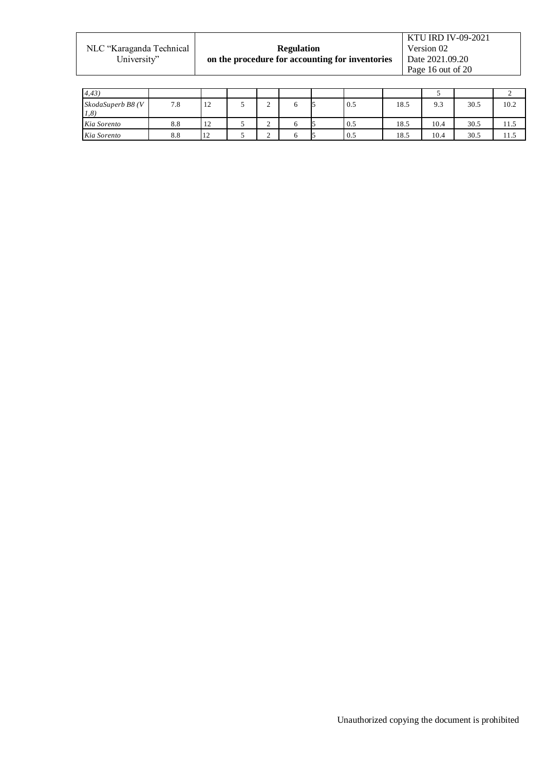| | | | | | | | | | | | |
|---|---|---|---|---|---|---|---|---|---|---|---|
| *4,43)* | | | | | | | | | 5 | | 2 |
| *SkodaSuperb B8 (V 1,8)* | 7.8 | 12 | 5 | 2 | 6 | 5 | 0.5 | 18.5 | 9.3 | 30.5 | 10.2 |
| *Kia Sorento* | 8.8 | 12 | 5 | 2 | 6 | 5 | 0.5 | 18.5 | 10.4 | 30.5 | 11.5 |
| *Kia Sorento* | 8.8 | 12 | 5 | 2 | 6 | 5 | 0.5 | 18.5 | 10.4 | 30.5 | 11.5 |

Unauthorized copying the document is prohibited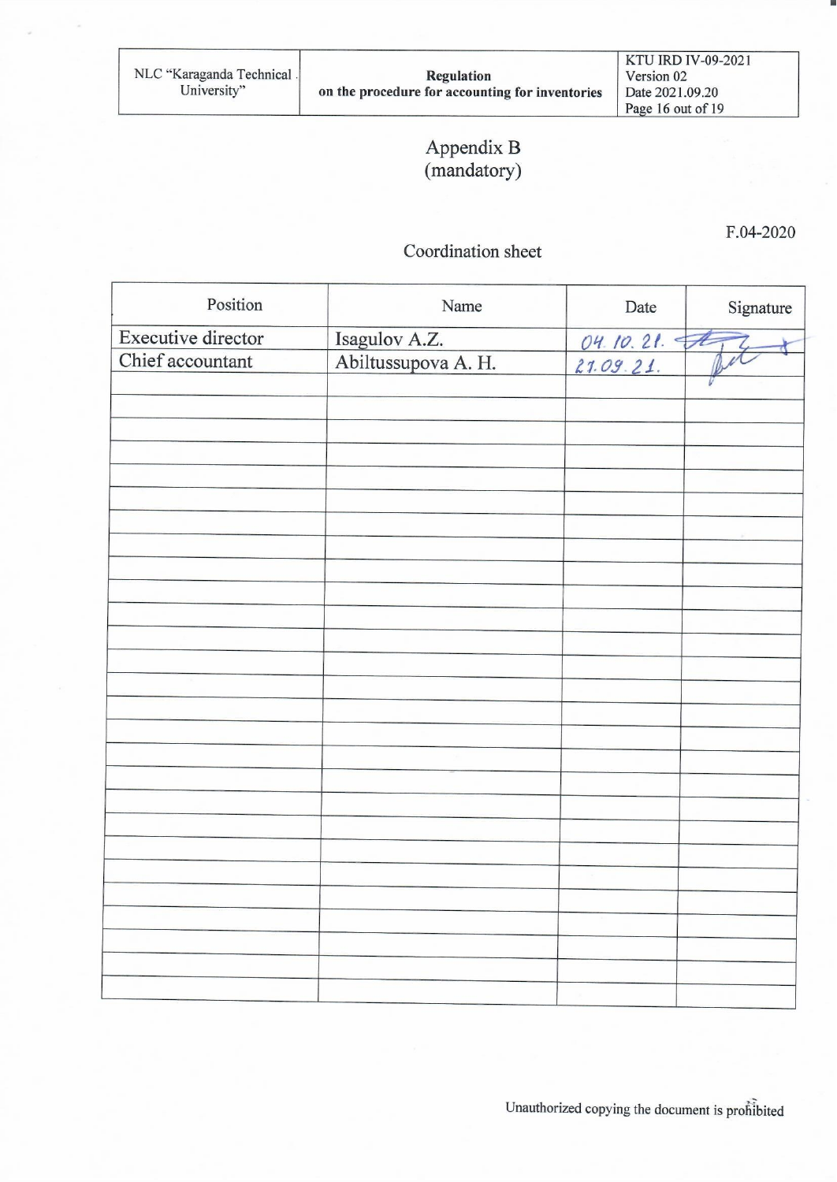# Appendix B
(mandatory)

F.04-2020

## Coordination sheet

| Position | Name | Date | Signature |
| --- | --- | --- | --- |
| Executive director | Isagulov A.Z. | 04.10.21. | |
| Chief accountant | Abiltussupova A. H. | 21.09.21. | |
| | | | |
| | | | |
| | | | |
| | | | |
| | | | |
| | | | |
| | | | |
| | | | |
| | | | |
| | | | |
| | | | |
| | | | |
| | | | |
| | | | |
| | | | |
| | | | |
| | | | |
| | | | |
| | | | |
| | | | |
| | | | |
| | | | |
| | | | |
| | | | |
| | | | |
| | | | |
| | | | |
| | | | |

Unauthorized copying the document is prohibited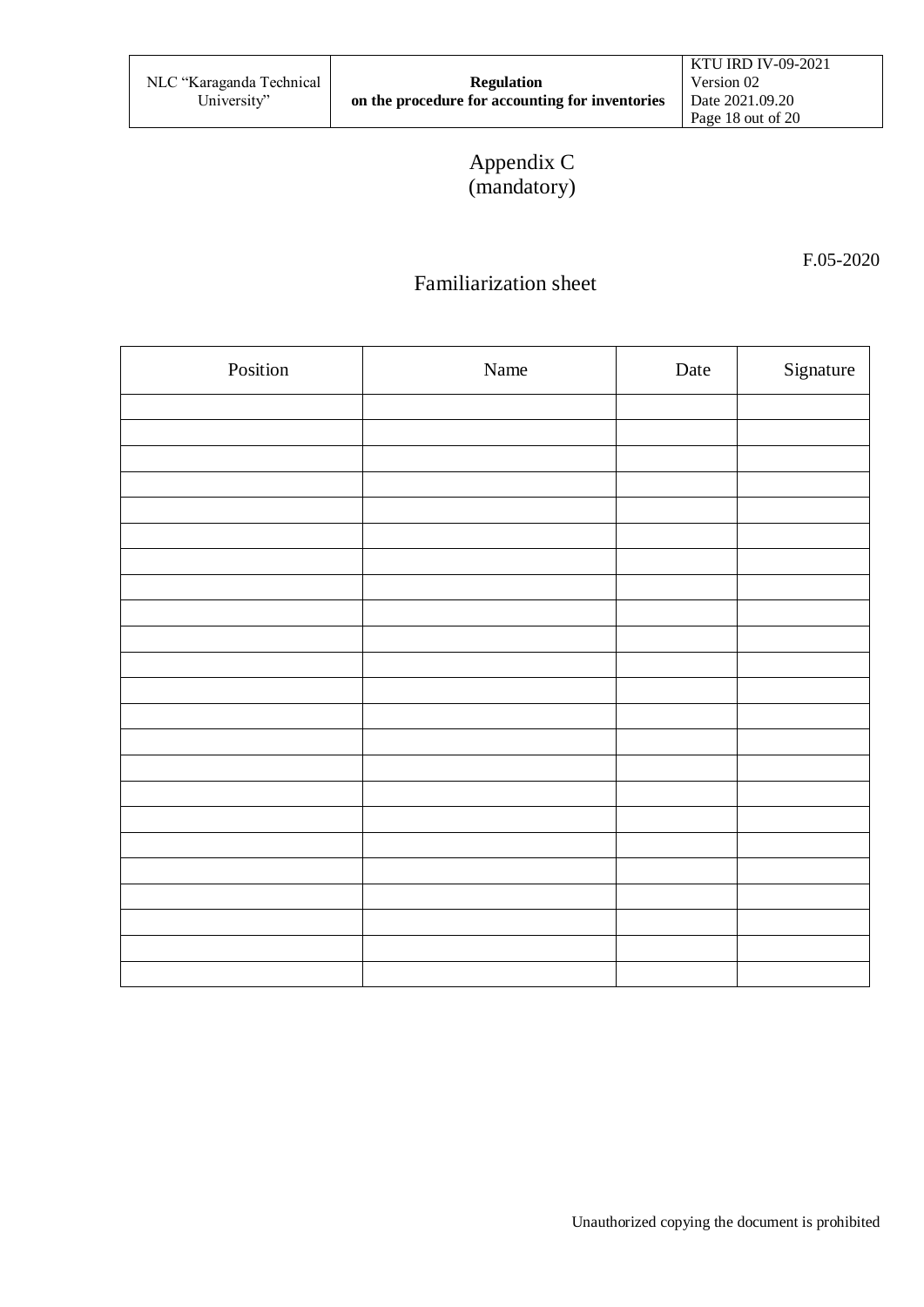Appendix C
(mandatory)

F.05-2020

## Familiarization sheet

| Position | Name | Date | Signature |
| --- | --- | --- | --- |
| | | | |
| | | | |
| | | | |
| | | | |
| | | | |
| | | | |
| | | | |
| | | | |
| | | | |
| | | | |
| | | | |
| | | | |
| | | | |
| | | | |
| | | | |
| | | | |
| | | | |
| | | | |
| | | | |
| | | | |
| | | | |
| | | | |
| | | | |

Unauthorized copying the document is prohibited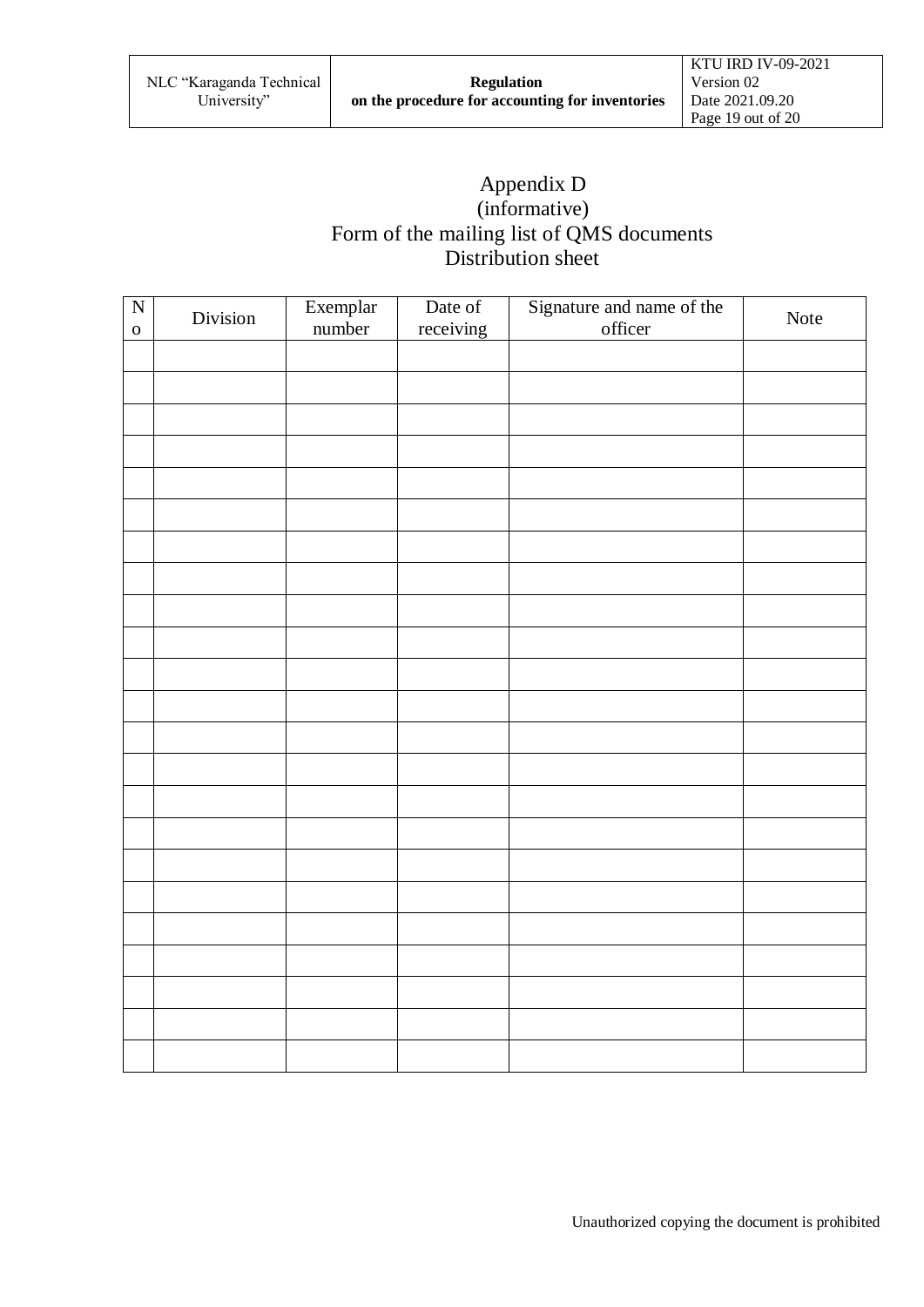Appendix D
(informative)
Form of the mailing list of QMS documents
Distribution sheet

| No | Division | Exemplar number | Date of receiving | Signature and name of the officer | Note |
|---|---|---|---|---|---|
| | | | | | |
| | | | | | |
| | | | | | |
| | | | | | |
| | | | | | |
| | | | | | |
| | | | | | |
| | | | | | |
| | | | | | |
| | | | | | |
| | | | | | |
| | | | | | |
| | | | | | |
| | | | | | |
| | | | | | |
| | | | | | |
| | | | | | |
| | | | | | |
| | | | | | |
| | | | | | |
| | | | | | |
| | | | | | |
| | | | | | |

Unauthorized copying the document is prohibited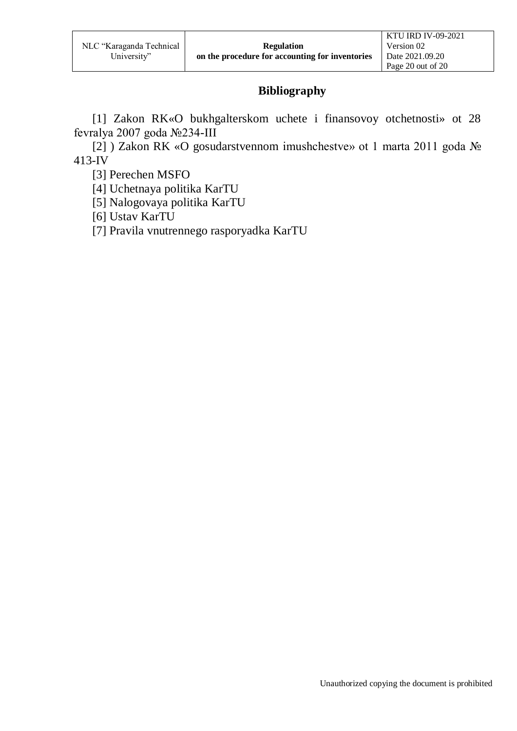## Bibliography

[1] Zakon RK«O bukhgalterskom uchete i finansovoy otchetnosti» ot 28 fevralya 2007 goda №234-III

[2] ) Zakon RK «O gosudarstvennom imushchestve» ot 1 marta 2011 goda № 413-IV

[3] Perechen MSFO

[4] Uchetnaya politika KarTU

[5] Nalogovaya politika KarTU

[6] Ustav KarTU

[7] Pravila vnutrennego rasporyadka KarTU